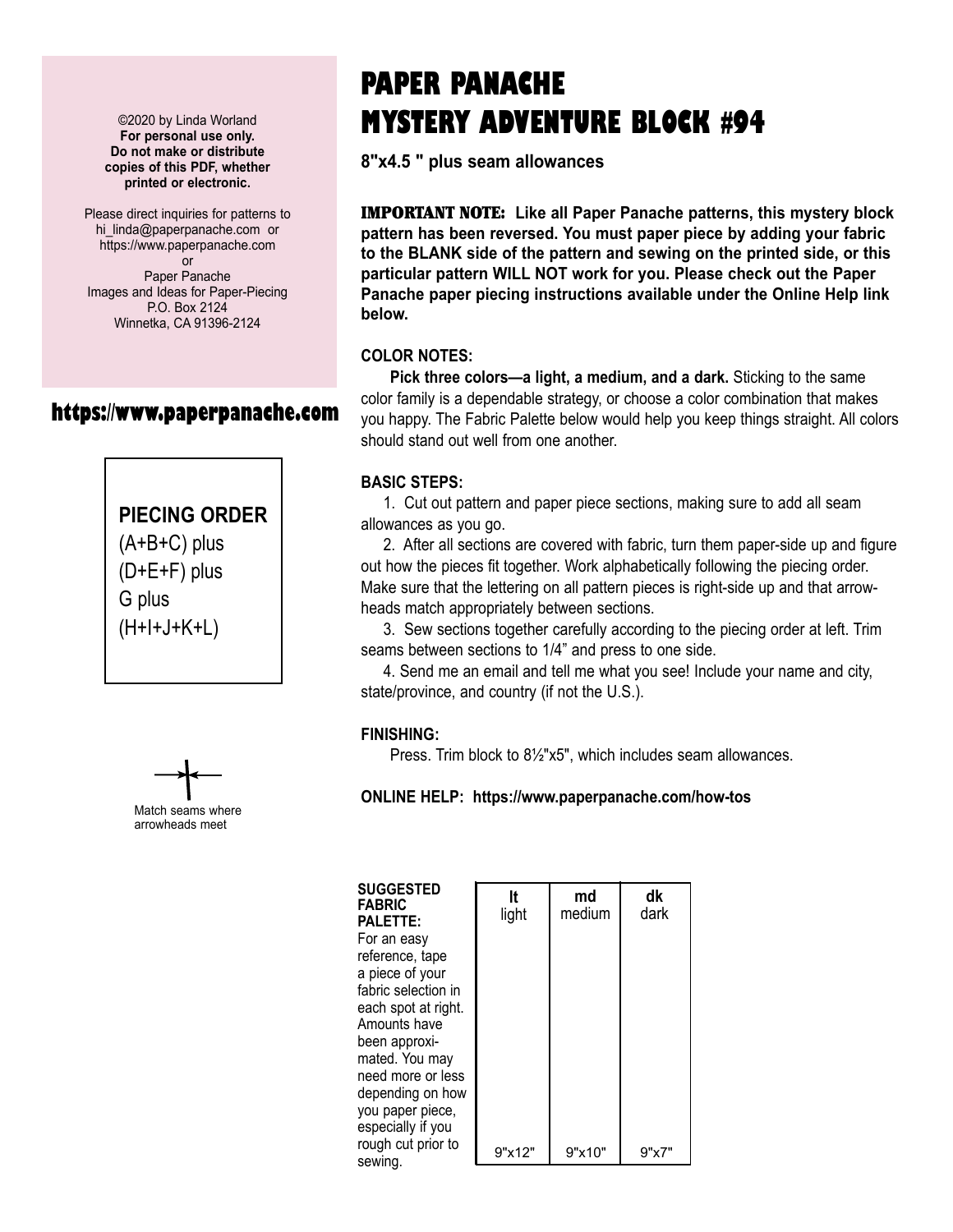©2020 by Linda Worland
**For personal use only.
Do not make or distribute copies of this PDF, whether printed or electronic.**

Please direct inquiries for patterns to hi_linda@paperpanache.com or https://www.paperpanache.com
or
Paper Panache
Images and Ideas for Paper-Piecing
P.O. Box 2124
Winnetka, CA 91396-2124

**https://www.paperpanache.com**

# PAPER PANACHE
# MYSTERY ADVENTURE BLOCK #94

**8"x4.5 " plus seam allowances**

**IMPORTANT NOTE: Like all Paper Panache patterns, this mystery block pattern has been reversed. You must paper piece by adding your fabric to the BLANK side of the pattern and sewing on the printed side, or this particular pattern WILL NOT work for you. Please check out the Paper Panache paper piecing instructions available under the Online Help link below.**

**COLOR NOTES:**

**Pick three colors—a light, a medium, and a dark.** Sticking to the same color family is a dependable strategy, or choose a color combination that makes you happy. The Fabric Palette below would help you keep things straight. All colors should stand out well from one another.

**BASIC STEPS:**

1. Cut out pattern and paper piece sections, making sure to add all seam allowances as you go.
2. After all sections are covered with fabric, turn them paper-side up and figure out how the pieces fit together. Work alphabetically following the piecing order. Make sure that the lettering on all pattern pieces is right-side up and that arrowheads match appropriately between sections.
3. Sew sections together carefully according to the piecing order at left. Trim seams between sections to 1/4" and press to one side.
4. Send me an email and tell me what you see! Include your name and city, state/province, and country (if not the U.S.).

**PIECING ORDER**
(A+B+C) plus
(D+E+F) plus
G plus
(H+I+J+K+L)

**FINISHING:**

Press. Trim block to 8½"x5", which includes seam allowances.

Match seams where arrowheads meet

**ONLINE HELP: https://www.paperpanache.com/how-tos**

**SUGGESTED FABRIC PALETTE:** For an easy reference, tape a piece of your fabric selection in each spot at right. Amounts have been approximated. You may need more or less depending on how you paper piece, especially if you rough cut prior to sewing.

| **lt** light | **md** medium | **dk** dark |
|---|---|---|
| 9"x12" | 9"x10" | 9"x7" |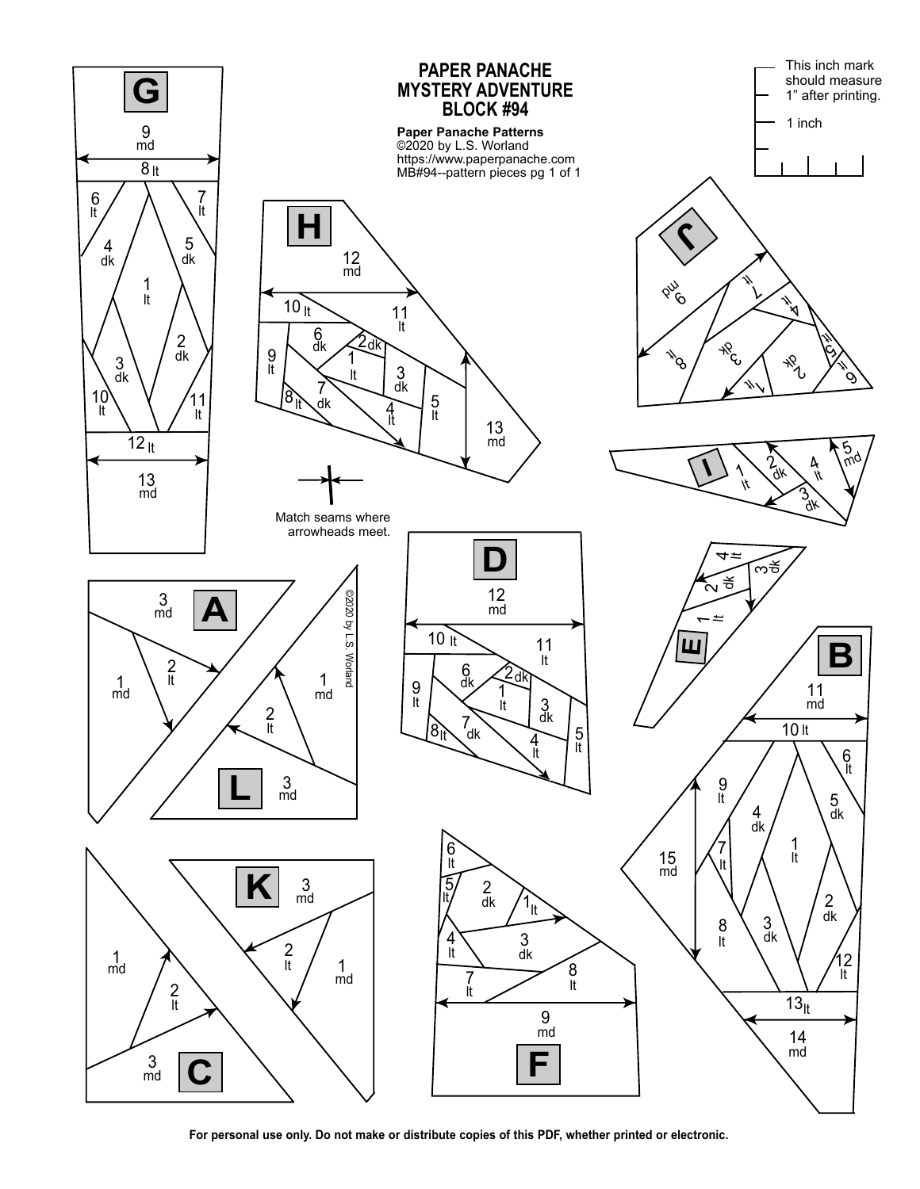# PAPER PANACHE MYSTERY ADVENTURE BLOCK #94

**Paper Panache Patterns**
©2020 by L.S. Worland
https://www.paperpanache.com
MB#94--pattern pieces pg 1 of 1

This inch mark should measure 1" after printing.

1 inch

Match seams where arrowheads meet.

©2020 by L.S. Worland

**G**

9 md, 8 lt, 6 lt, 7 lt, 4 dk, 5 dk, 1 lt, 2 dk, 3 dk, 10 lt, 11 lt, 12 lt, 13 md

**H**

12 md, 10 lt, 11 lt, 6 dk, 2 dk, 9 lt, 1 lt, 3 dk, 7 dk, 8 lt, 4 lt, 5 lt, 13 md

**J**

9 md, 7 lt, 4 lt, 5 lt, 8 lt, 3 dk, 2 dk, 1 lt, 6 lt

**I**

1 lt, 2 dk, 4 lt, 5 md, 3 dk

**A**

3 md, 2 lt, 1 md

**L**

1 md, 2 lt, 3 md

**D**

12 md, 10 lt, 11 lt, 6 dk, 2 dk, 9 lt, 1 lt, 3 dk, 7 dk, 8 lt, 4 lt, 5 lt

**E**

4 lt, 3 dk, 2 dk, 1 lt

**B**

11 md, 10 lt, 6 lt, 9 lt, 4 dk, 5 dk, 7 lt, 1 lt, 15 md, 2 dk, 8 lt, 3 dk, 12 lt, 13 lt, 14 md

**C**

1 md, 2 lt, 3 md

**K**

3 md, 2 lt, 1 md

**F**

6 lt, 5 lt, 2 dk, 1 lt, 4 lt, 3 dk, 7 lt, 8 lt, 9 md

**For personal use only. Do not make or distribute copies of this PDF, whether printed or electronic.**